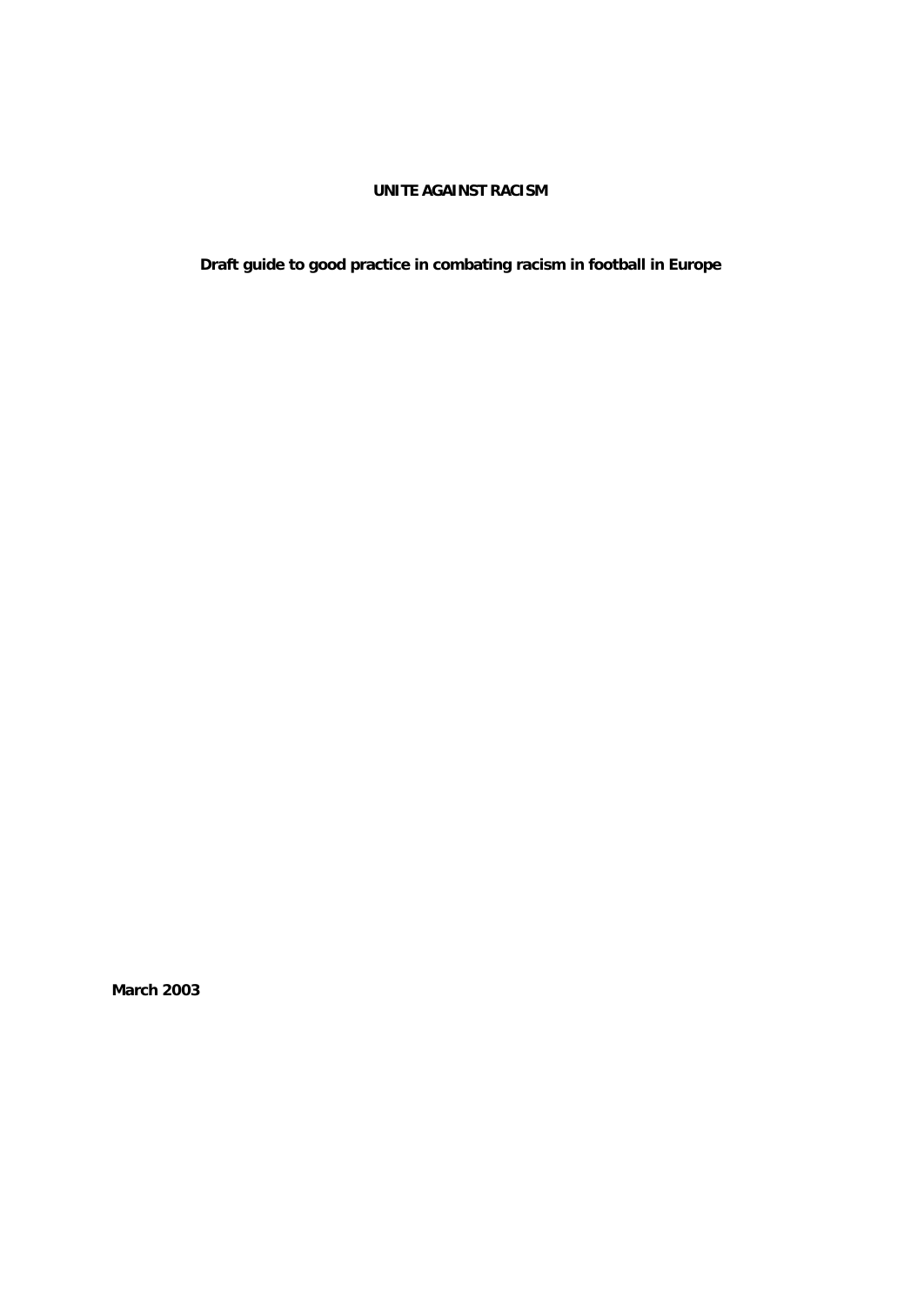**UNITE AGAINST RACISM**

**Draft guide to good practice in combating racism in football in Europe**

**March 2003**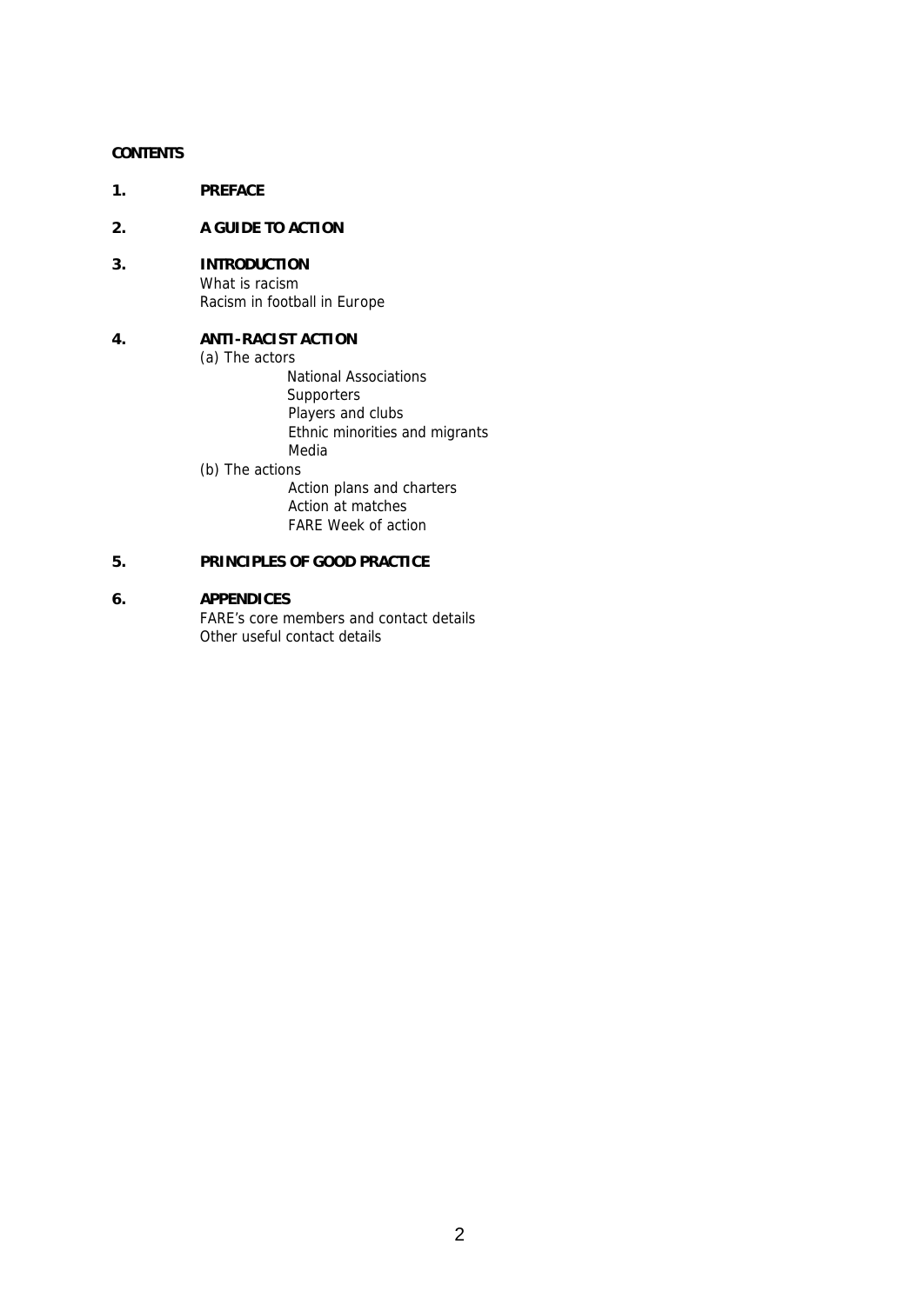**CONTENTS**

1. **PREFACE**

2. **A GUIDE TO ACTION**

3. **INTRODUCTION**
   - What is racism
   - Racism in football in Europe

4. **ANTI-RACIST ACTION**
   - (a) The actors
     - National Associations
     - Supporters
     - Players and clubs
     - Ethnic minorities and migrants
     - Media
   - (b) The actions
     - Action plans and charters
     - Action at matches
     - FARE Week of action

5. **PRINCIPLES OF GOOD PRACTICE**

6. **APPENDICES**
   - FARE's core members and contact details
   - Other useful contact details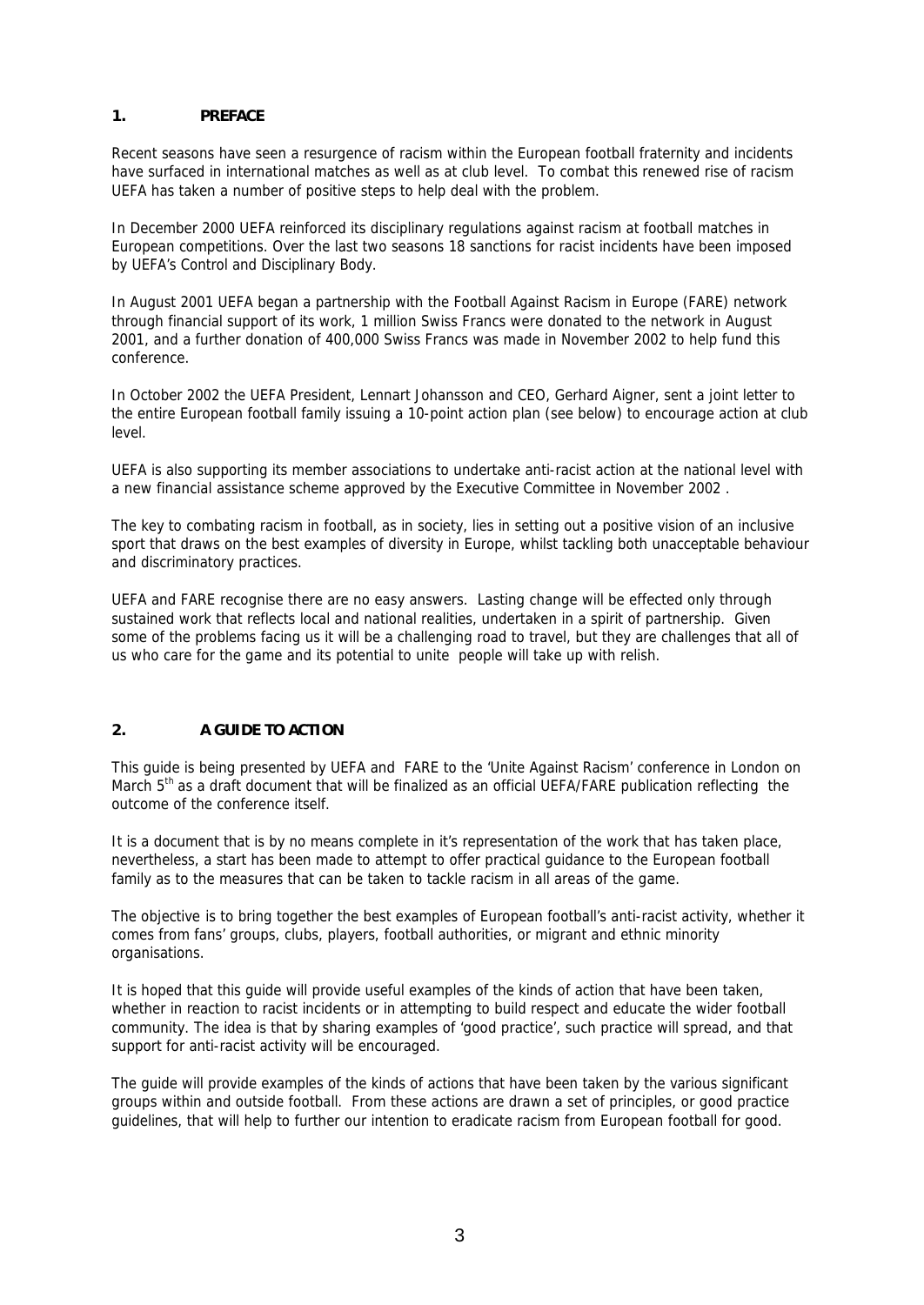## 1. PREFACE

Recent seasons have seen a resurgence of racism within the European football fraternity and incidents have surfaced in international matches as well as at club level. To combat this renewed rise of racism UEFA has taken a number of positive steps to help deal with the problem.

In December 2000 UEFA reinforced its disciplinary regulations against racism at football matches in European competitions. Over the last two seasons 18 sanctions for racist incidents have been imposed by UEFA's Control and Disciplinary Body.

In August 2001 UEFA began a partnership with the Football Against Racism in Europe (FARE) network through financial support of its work, 1 million Swiss Francs were donated to the network in August 2001, and a further donation of 400,000 Swiss Francs was made in November 2002 to help fund this conference.

In October 2002 the UEFA President, Lennart Johansson and CEO, Gerhard Aigner, sent a joint letter to the entire European football family issuing a 10-point action plan (see below) to encourage action at club level.

UEFA is also supporting its member associations to undertake anti-racist action at the national level with a new financial assistance scheme approved by the Executive Committee in November 2002 .

The key to combating racism in football, as in society, lies in setting out a positive vision of an inclusive sport that draws on the best examples of diversity in Europe, whilst tackling both unacceptable behaviour and discriminatory practices.

UEFA and FARE recognise there are no easy answers. Lasting change will be effected only through sustained work that reflects local and national realities, undertaken in a spirit of partnership. Given some of the problems facing us it will be a challenging road to travel, but they are challenges that all of us who care for the game and its potential to unite people will take up with relish.

## 2. A GUIDE TO ACTION

This guide is being presented by UEFA and FARE to the 'Unite Against Racism' conference in London on March 5th as a draft document that will be finalized as an official UEFA/FARE publication reflecting the outcome of the conference itself.

It is a document that is by no means complete in it's representation of the work that has taken place, nevertheless, a start has been made to attempt to offer practical guidance to the European football family as to the measures that can be taken to tackle racism in all areas of the game.

The objective is to bring together the best examples of European football's anti-racist activity, whether it comes from fans' groups, clubs, players, football authorities, or migrant and ethnic minority organisations.

It is hoped that this guide will provide useful examples of the kinds of action that have been taken, whether in reaction to racist incidents or in attempting to build respect and educate the wider football community. The idea is that by sharing examples of 'good practice', such practice will spread, and that support for anti-racist activity will be encouraged.

The guide will provide examples of the kinds of actions that have been taken by the various significant groups within and outside football. From these actions are drawn a set of principles, or good practice guidelines, that will help to further our intention to eradicate racism from European football for good.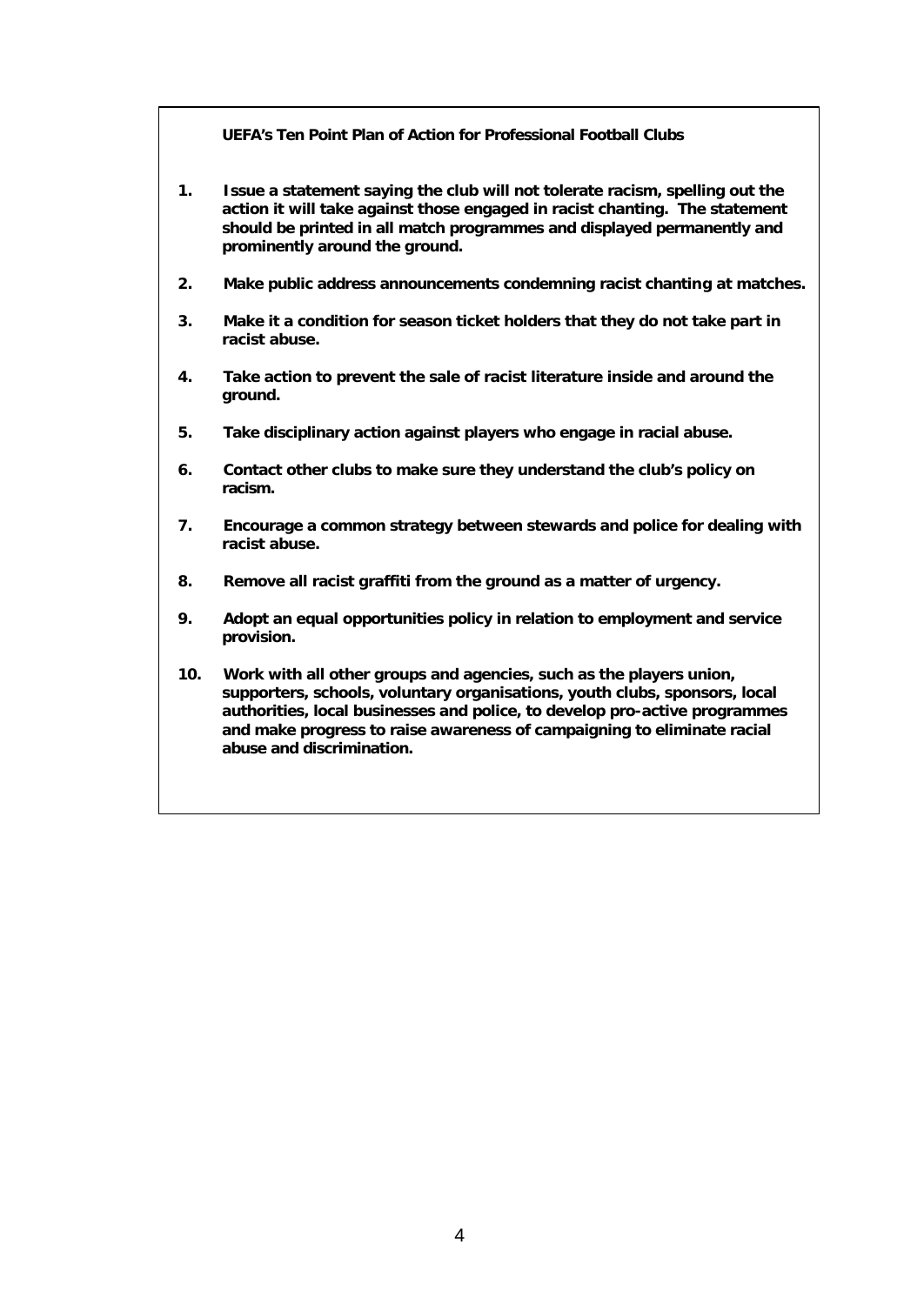**UEFA's Ten Point Plan of Action for Professional Football Clubs**

1. **Issue a statement saying the club will not tolerate racism, spelling out the action it will take against those engaged in racist chanting. The statement should be printed in all match programmes and displayed permanently and prominently around the ground.**

2. **Make public address announcements condemning racist chanting at matches.**

3. **Make it a condition for season ticket holders that they do not take part in racist abuse.**

4. **Take action to prevent the sale of racist literature inside and around the ground.**

5. **Take disciplinary action against players who engage in racial abuse.**

6. **Contact other clubs to make sure they understand the club's policy on racism.**

7. **Encourage a common strategy between stewards and police for dealing with racist abuse.**

8. **Remove all racist graffiti from the ground as a matter of urgency.**

9. **Adopt an equal opportunities policy in relation to employment and service provision.**

10. **Work with all other groups and agencies, such as the players union, supporters, schools, voluntary organisations, youth clubs, sponsors, local authorities, local businesses and police, to develop pro-active programmes and make progress to raise awareness of campaigning to eliminate racial abuse and discrimination.**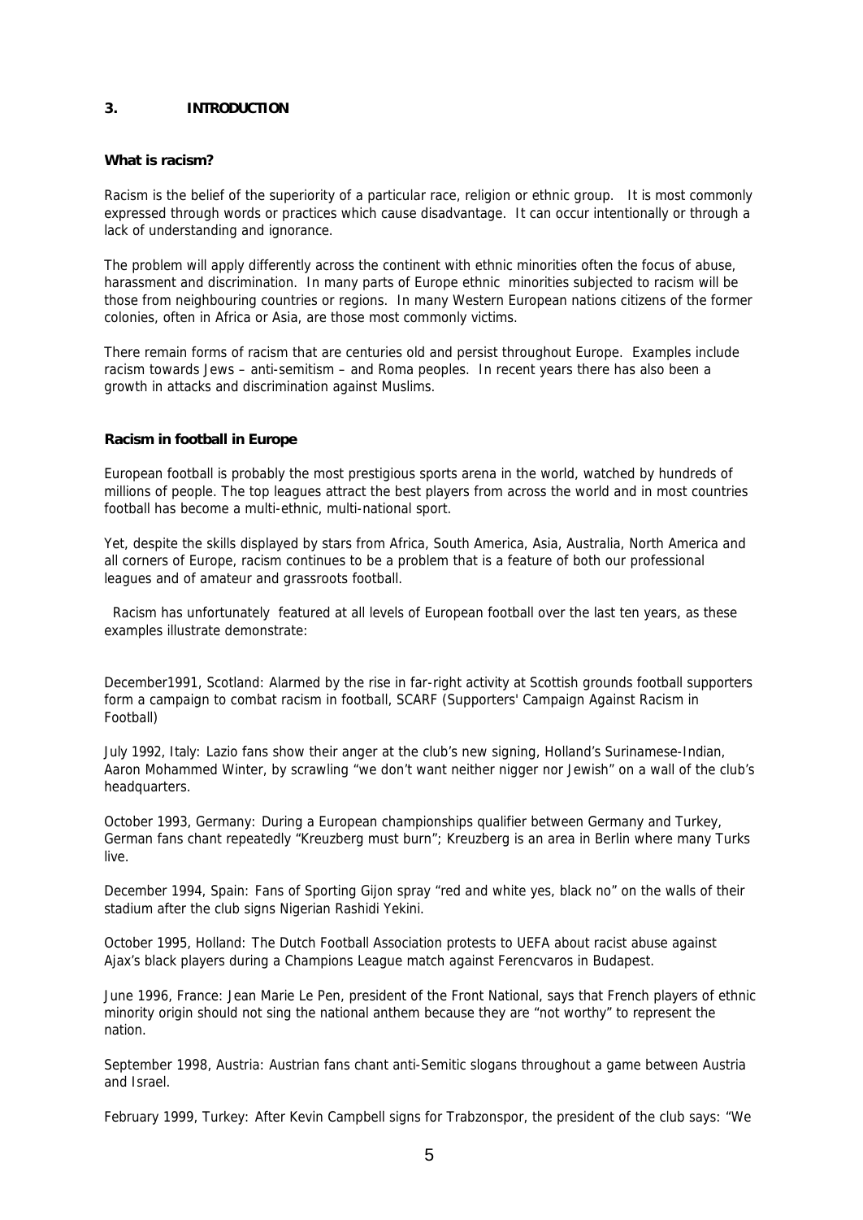## 3. INTRODUCTION

### What is racism?

Racism is the belief of the superiority of a particular race, religion or ethnic group. It is most commonly expressed through words or practices which cause disadvantage. It can occur intentionally or through a lack of understanding and ignorance.

The problem will apply differently across the continent with ethnic minorities often the focus of abuse, harassment and discrimination. In many parts of Europe ethnic minorities subjected to racism will be those from neighbouring countries or regions. In many Western European nations citizens of the former colonies, often in Africa or Asia, are those most commonly victims.

There remain forms of racism that are centuries old and persist throughout Europe. Examples include racism towards Jews – anti-semitism – and Roma peoples. In recent years there has also been a growth in attacks and discrimination against Muslims.

### Racism in football in Europe

European football is probably the most prestigious sports arena in the world, watched by hundreds of millions of people. The top leagues attract the best players from across the world and in most countries football has become a multi-ethnic, multi-national sport.

Yet, despite the skills displayed by stars from Africa, South America, Asia, Australia, North America and all corners of Europe, racism continues to be a problem that is a feature of both our professional leagues and of amateur and grassroots football.

Racism has unfortunately featured at all levels of European football over the last ten years, as these examples illustrate demonstrate:

December1991, Scotland: Alarmed by the rise in far-right activity at Scottish grounds football supporters form a campaign to combat racism in football, SCARF (Supporters' Campaign Against Racism in Football)

July 1992, Italy: Lazio fans show their anger at the club's new signing, Holland's Surinamese-Indian, Aaron Mohammed Winter, by scrawling "we don't want neither nigger nor Jewish" on a wall of the club's headquarters.

October 1993, Germany: During a European championships qualifier between Germany and Turkey, German fans chant repeatedly "Kreuzberg must burn"; Kreuzberg is an area in Berlin where many Turks live.

December 1994, Spain: Fans of Sporting Gijon spray "red and white yes, black no" on the walls of their stadium after the club signs Nigerian Rashidi Yekini.

October 1995, Holland: The Dutch Football Association protests to UEFA about racist abuse against Ajax's black players during a Champions League match against Ferencvaros in Budapest.

June 1996, France: Jean Marie Le Pen, president of the Front National, says that French players of ethnic minority origin should not sing the national anthem because they are "not worthy" to represent the nation.

September 1998, Austria: Austrian fans chant anti-Semitic slogans throughout a game between Austria and Israel.

February 1999, Turkey: After Kevin Campbell signs for Trabzonspor, the president of the club says: "We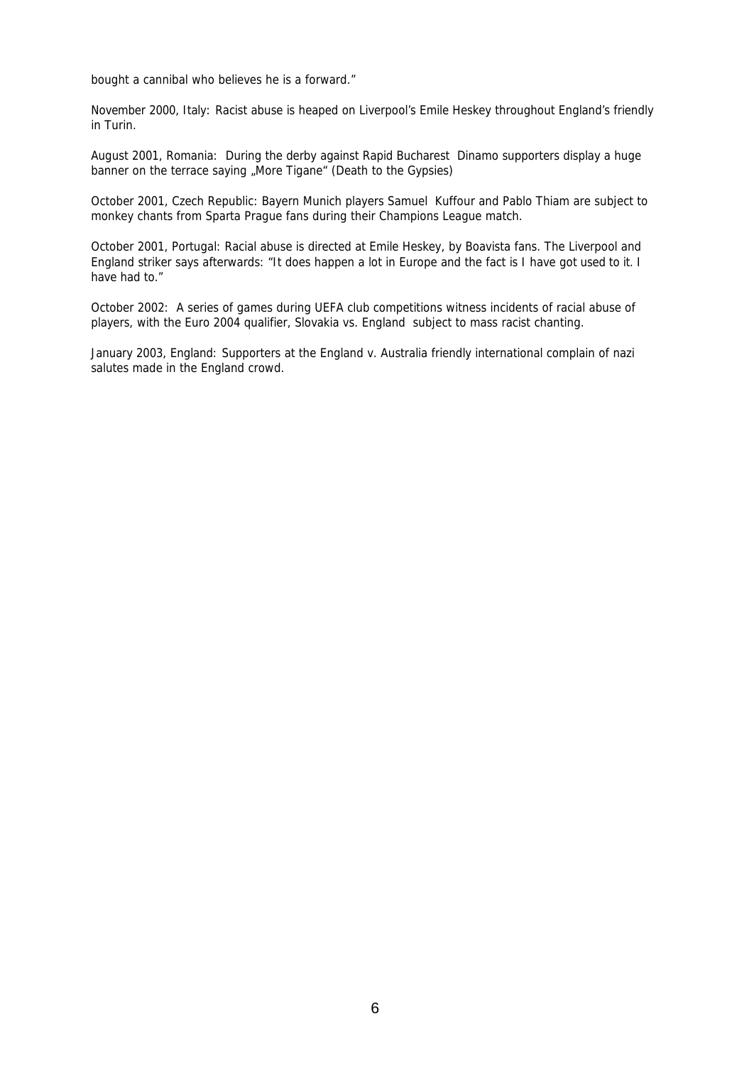bought a cannibal who believes he is a forward."

November 2000, Italy: Racist abuse is heaped on Liverpool's Emile Heskey throughout England's friendly in Turin.

August 2001, Romania: During the derby against Rapid Bucharest Dinamo supporters display a huge banner on the terrace saying „More Tigane" (Death to the Gypsies)

October 2001, Czech Republic: Bayern Munich players Samuel Kuffour and Pablo Thiam are subject to monkey chants from Sparta Prague fans during their Champions League match.

October 2001, Portugal: Racial abuse is directed at Emile Heskey, by Boavista fans. The Liverpool and England striker says afterwards: "It does happen a lot in Europe and the fact is I have got used to it. I have had to."

October 2002: A series of games during UEFA club competitions witness incidents of racial abuse of players, with the Euro 2004 qualifier, Slovakia vs. England subject to mass racist chanting.

January 2003, England: Supporters at the England v. Australia friendly international complain of nazi salutes made in the England crowd.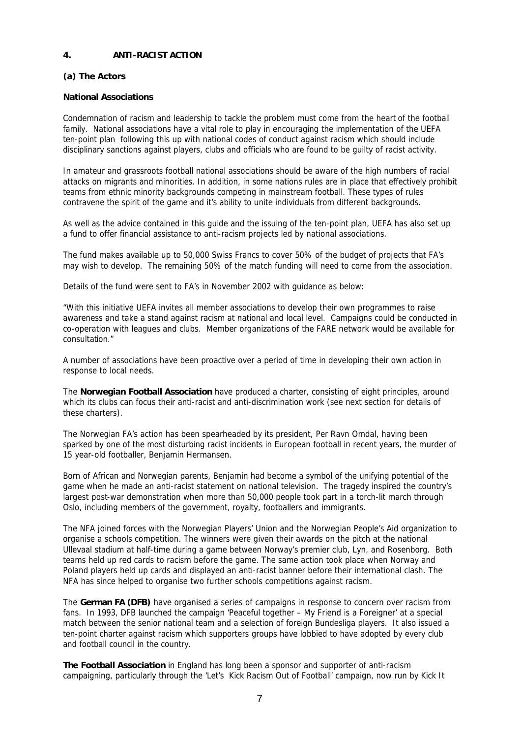## 4. ANTI-RACIST ACTION

### (a) The Actors

**National Associations**

Condemnation of racism and leadership to tackle the problem must come from the heart of the football family. National associations have a vital role to play in encouraging the implementation of the UEFA ten-point plan following this up with national codes of conduct against racism which should include disciplinary sanctions against players, clubs and officials who are found to be guilty of racist activity.

In amateur and grassroots football national associations should be aware of the high numbers of racial attacks on migrants and minorities. In addition, in some nations rules are in place that effectively prohibit teams from ethnic minority backgrounds competing in mainstream football. These types of rules contravene the spirit of the game and it's ability to unite individuals from different backgrounds.

As well as the advice contained in this guide and the issuing of the ten-point plan, UEFA has also set up a fund to offer financial assistance to anti-racism projects led by national associations.

The fund makes available up to 50,000 Swiss Francs to cover 50% of the budget of projects that FA's may wish to develop. The remaining 50% of the match funding will need to come from the association.

Details of the fund were sent to FA's in November 2002 with guidance as below:

"With this initiative UEFA invites all member associations to develop their own programmes to raise awareness and take a stand against racism at national and local level. Campaigns could be conducted in co-operation with leagues and clubs. Member organizations of the FARE network would be available for consultation."

A number of associations have been proactive over a period of time in developing their own action in response to local needs.

The **Norwegian Football Association** have produced a charter, consisting of eight principles, around which its clubs can focus their anti-racist and anti-discrimination work (see next section for details of these charters).

The Norwegian FA's action has been spearheaded by its president, Per Ravn Omdal, having been sparked by one of the most disturbing racist incidents in European football in recent years, the murder of 15 year-old footballer, Benjamin Hermansen.

Born of African and Norwegian parents, Benjamin had become a symbol of the unifying potential of the game when he made an anti-racist statement on national television. The tragedy inspired the country's largest post-war demonstration when more than 50,000 people took part in a torch-lit march through Oslo, including members of the government, royalty, footballers and immigrants.

The NFA joined forces with the Norwegian Players' Union and the Norwegian People's Aid organization to organise a schools competition. The winners were given their awards on the pitch at the national Ullevaal stadium at half-time during a game between Norway's premier club, Lyn, and Rosenborg. Both teams held up red cards to racism before the game. The same action took place when Norway and Poland players held up cards and displayed an anti-racist banner before their international clash. The NFA has since helped to organise two further schools competitions against racism.

The **German FA (DFB)** have organised a series of campaigns in response to concern over racism from fans. In 1993, DFB launched the campaign 'Peaceful together – My Friend is a Foreigner' at a special match between the senior national team and a selection of foreign Bundesliga players. It also issued a ten-point charter against racism which supporters groups have lobbied to have adopted by every club and football council in the country.

**The Football Association** in England has long been a sponsor and supporter of anti-racism campaigning, particularly through the 'Let's Kick Racism Out of Football' campaign, now run by Kick It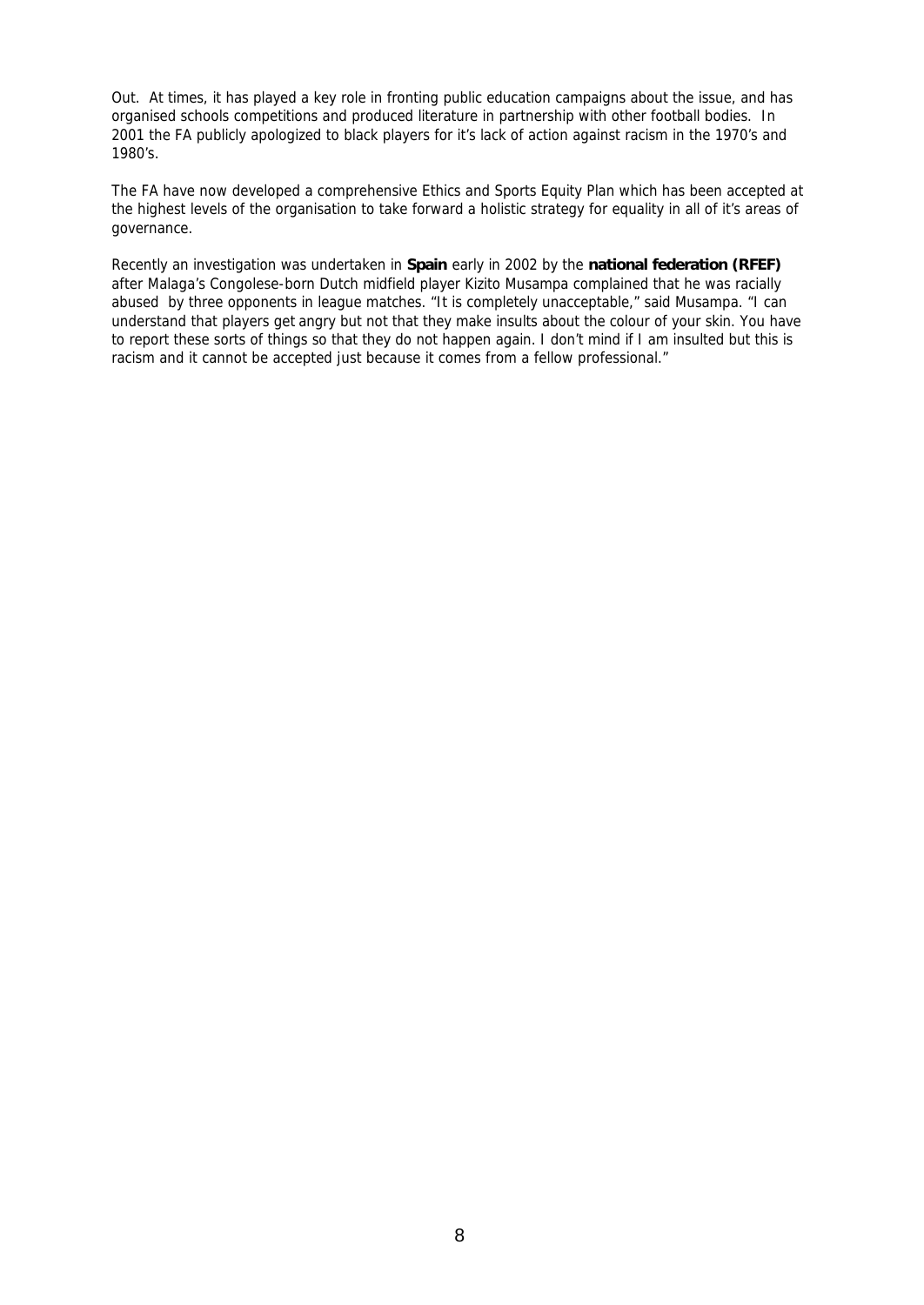Out. At times, it has played a key role in fronting public education campaigns about the issue, and has organised schools competitions and produced literature in partnership with other football bodies. In 2001 the FA publicly apologized to black players for it's lack of action against racism in the 1970's and 1980's.

The FA have now developed a comprehensive Ethics and Sports Equity Plan which has been accepted at the highest levels of the organisation to take forward a holistic strategy for equality in all of it's areas of governance.

Recently an investigation was undertaken in **Spain** early in 2002 by the **national federation (RFEF)** after Malaga's Congolese-born Dutch midfield player Kizito Musampa complained that he was racially abused by three opponents in league matches. "It is completely unacceptable," said Musampa. "I can understand that players get angry but not that they make insults about the colour of your skin. You have to report these sorts of things so that they do not happen again. I don't mind if I am insulted but this is racism and it cannot be accepted just because it comes from a fellow professional."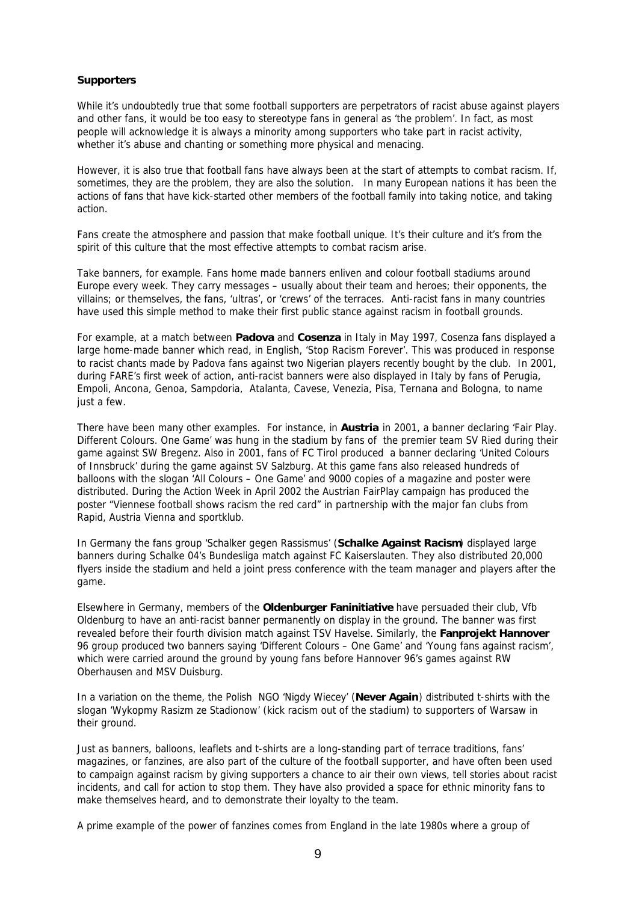**Supporters**

While it's undoubtedly true that some football supporters are perpetrators of racist abuse against players and other fans, it would be too easy to stereotype fans in general as 'the problem'. In fact, as most people will acknowledge it is always a minority among supporters who take part in racist activity, whether it's abuse and chanting or something more physical and menacing.

However, it is also true that football fans have always been at the start of attempts to combat racism. If, sometimes, they are the problem, they are also the solution. In many European nations it has been the actions of fans that have kick-started other members of the football family into taking notice, and taking action.

Fans create the atmosphere and passion that make football unique. It's their culture and it's from the spirit of this culture that the most effective attempts to combat racism arise.

Take banners, for example. Fans home made banners enliven and colour football stadiums around Europe every week. They carry messages – usually about their team and heroes; their opponents, the villains; or themselves, the fans, 'ultras', or 'crews' of the terraces. Anti-racist fans in many countries have used this simple method to make their first public stance against racism in football grounds.

For example, at a match between **Padova** and **Cosenza** in Italy in May 1997, Cosenza fans displayed a large home-made banner which read, in English, 'Stop Racism Forever'. This was produced in response to racist chants made by Padova fans against two Nigerian players recently bought by the club. In 2001, during FARE's first week of action, anti-racist banners were also displayed in Italy by fans of Perugia, Empoli, Ancona, Genoa, Sampdoria, Atalanta, Cavese, Venezia, Pisa, Ternana and Bologna, to name just a few.

There have been many other examples. For instance, in **Austria** in 2001, a banner declaring 'Fair Play. Different Colours. One Game' was hung in the stadium by fans of the premier team SV Ried during their game against SW Bregenz. Also in 2001, fans of FC Tirol produced a banner declaring 'United Colours of Innsbruck' during the game against SV Salzburg. At this game fans also released hundreds of balloons with the slogan 'All Colours – One Game' and 9000 copies of a magazine and poster were distributed. During the Action Week in April 2002 the Austrian FairPlay campaign has produced the poster "Viennese football shows racism the red card" in partnership with the major fan clubs from Rapid, Austria Vienna and sportklub.

In Germany the fans group 'Schalker gegen Rassismus' (**Schalke Against Racism**) displayed large banners during Schalke 04's Bundesliga match against FC Kaiserslautern. They also distributed 20,000 flyers inside the stadium and held a joint press conference with the team manager and players after the game.

Elsewhere in Germany, members of the **Oldenburger Faninitiative** have persuaded their club, Vfb Oldenburg to have an anti-racist banner permanently on display in the ground. The banner was first revealed before their fourth division match against TSV Havelse. Similarly, the **Fanprojekt Hannover** 96 group produced two banners saying 'Different Colours – One Game' and 'Young fans against racism', which were carried around the ground by young fans before Hannover 96's games against RW Oberhausen and MSV Duisburg.

In a variation on the theme, the Polish NGO 'Nigdy Wiecey' (**Never Again**) distributed t-shirts with the slogan 'Wykopmy Rasizm ze Stadionow' (kick racism out of the stadium) to supporters of Warsaw in their ground.

Just as banners, balloons, leaflets and t-shirts are a long-standing part of terrace traditions, fans' magazines, or fanzines, are also part of the culture of the football supporter, and have often been used to campaign against racism by giving supporters a chance to air their own views, tell stories about racist incidents, and call for action to stop them. They have also provided a space for ethnic minority fans to make themselves heard, and to demonstrate their loyalty to the team.

A prime example of the power of fanzines comes from England in the late 1980s where a group of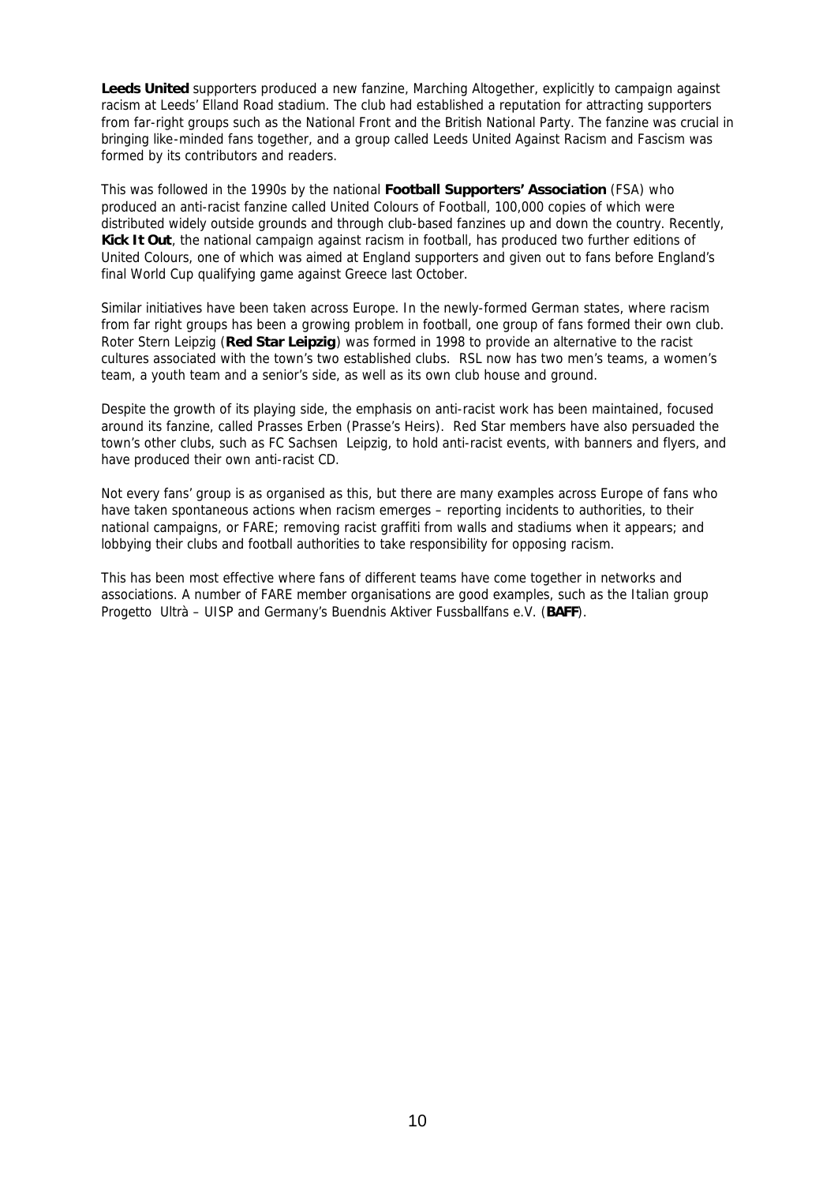**Leeds United** supporters produced a new fanzine, Marching Altogether, explicitly to campaign against racism at Leeds' Elland Road stadium. The club had established a reputation for attracting supporters from far-right groups such as the National Front and the British National Party. The fanzine was crucial in bringing like-minded fans together, and a group called Leeds United Against Racism and Fascism was formed by its contributors and readers.

This was followed in the 1990s by the national **Football Supporters' Association** (FSA) who produced an anti-racist fanzine called United Colours of Football, 100,000 copies of which were distributed widely outside grounds and through club-based fanzines up and down the country. Recently, **Kick It Out**, the national campaign against racism in football, has produced two further editions of United Colours, one of which was aimed at England supporters and given out to fans before England's final World Cup qualifying game against Greece last October.

Similar initiatives have been taken across Europe. In the newly-formed German states, where racism from far right groups has been a growing problem in football, one group of fans formed their own club. Roter Stern Leipzig (**Red Star Leipzig**) was formed in 1998 to provide an alternative to the racist cultures associated with the town's two established clubs. RSL now has two men's teams, a women's team, a youth team and a senior's side, as well as its own club house and ground.

Despite the growth of its playing side, the emphasis on anti-racist work has been maintained, focused around its fanzine, called Prasses Erben (Prasse's Heirs). Red Star members have also persuaded the town's other clubs, such as FC Sachsen Leipzig, to hold anti-racist events, with banners and flyers, and have produced their own anti-racist CD.

Not every fans' group is as organised as this, but there are many examples across Europe of fans who have taken spontaneous actions when racism emerges – reporting incidents to authorities, to their national campaigns, or FARE; removing racist graffiti from walls and stadiums when it appears; and lobbying their clubs and football authorities to take responsibility for opposing racism.

This has been most effective where fans of different teams have come together in networks and associations. A number of FARE member organisations are good examples, such as the Italian group Progetto Ultrà – UISP and Germany's Buendnis Aktiver Fussballfans e.V. (**BAFF**).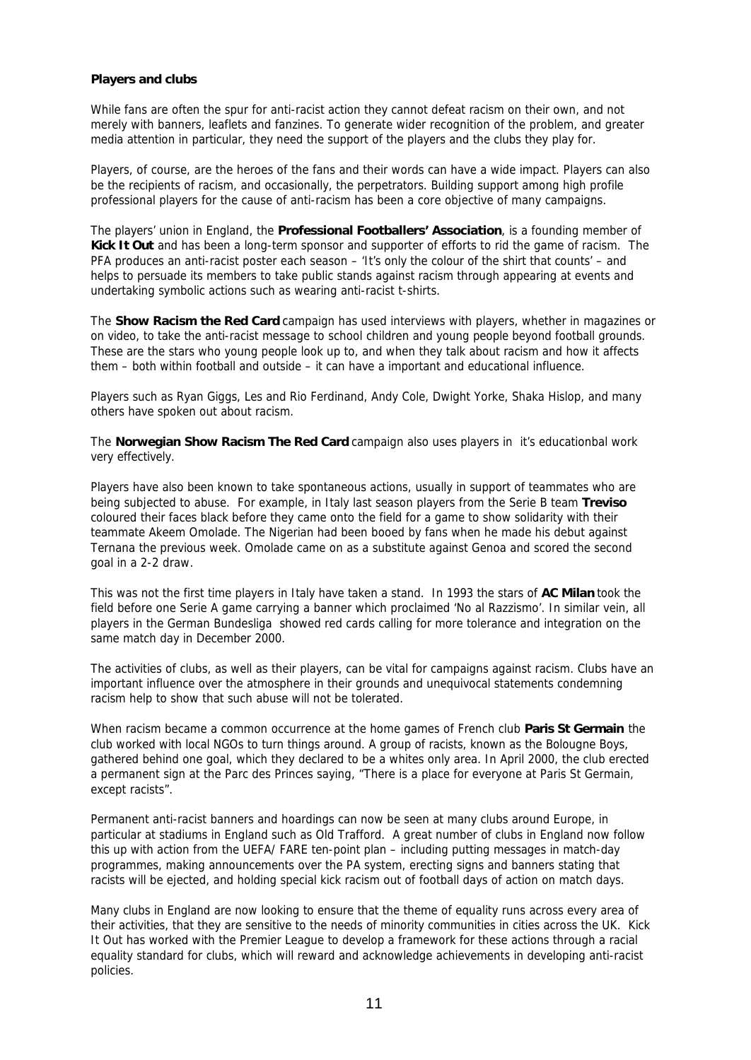**Players and clubs**

While fans are often the spur for anti-racist action they cannot defeat racism on their own, and not merely with banners, leaflets and fanzines. To generate wider recognition of the problem, and greater media attention in particular, they need the support of the players and the clubs they play for.

Players, of course, are the heroes of the fans and their words can have a wide impact. Players can also be the recipients of racism, and occasionally, the perpetrators. Building support among high profile professional players for the cause of anti-racism has been a core objective of many campaigns.

The players' union in England, the **Professional Footballers' Association**, is a founding member of **Kick It Out** and has been a long-term sponsor and supporter of efforts to rid the game of racism. The PFA produces an anti-racist poster each season – 'It's only the colour of the shirt that counts' – and helps to persuade its members to take public stands against racism through appearing at events and undertaking symbolic actions such as wearing anti-racist t-shirts.

The **Show Racism the Red Card** campaign has used interviews with players, whether in magazines or on video, to take the anti-racist message to school children and young people beyond football grounds. These are the stars who young people look up to, and when they talk about racism and how it affects them – both within football and outside – it can have a important and educational influence.

Players such as Ryan Giggs, Les and Rio Ferdinand, Andy Cole, Dwight Yorke, Shaka Hislop, and many others have spoken out about racism.

The **Norwegian Show Racism The Red Card** campaign also uses players in it's educationbal work very effectively.

Players have also been known to take spontaneous actions, usually in support of teammates who are being subjected to abuse. For example, in Italy last season players from the Serie B team **Treviso** coloured their faces black before they came onto the field for a game to show solidarity with their teammate Akeem Omolade. The Nigerian had been booed by fans when he made his debut against Ternana the previous week. Omolade came on as a substitute against Genoa and scored the second goal in a 2-2 draw.

This was not the first time players in Italy have taken a stand. In 1993 the stars of **AC Milan** took the field before one Serie A game carrying a banner which proclaimed 'No al Razzismo'. In similar vein, all players in the German Bundesliga showed red cards calling for more tolerance and integration on the same match day in December 2000.

The activities of clubs, as well as their players, can be vital for campaigns against racism. Clubs have an important influence over the atmosphere in their grounds and unequivocal statements condemning racism help to show that such abuse will not be tolerated.

When racism became a common occurrence at the home games of French club **Paris St Germain** the club worked with local NGOs to turn things around. A group of racists, known as the Bolougne Boys, gathered behind one goal, which they declared to be a whites only area. In April 2000, the club erected a permanent sign at the Parc des Princes saying, "There is a place for everyone at Paris St Germain, except racists".

Permanent anti-racist banners and hoardings can now be seen at many clubs around Europe, in particular at stadiums in England such as Old Trafford. A great number of clubs in England now follow this up with action from the UEFA/ FARE ten-point plan – including putting messages in match-day programmes, making announcements over the PA system, erecting signs and banners stating that racists will be ejected, and holding special kick racism out of football days of action on match days.

Many clubs in England are now looking to ensure that the theme of equality runs across every area of their activities, that they are sensitive to the needs of minority communities in cities across the UK. Kick It Out has worked with the Premier League to develop a framework for these actions through a racial equality standard for clubs, which will reward and acknowledge achievements in developing anti-racist policies.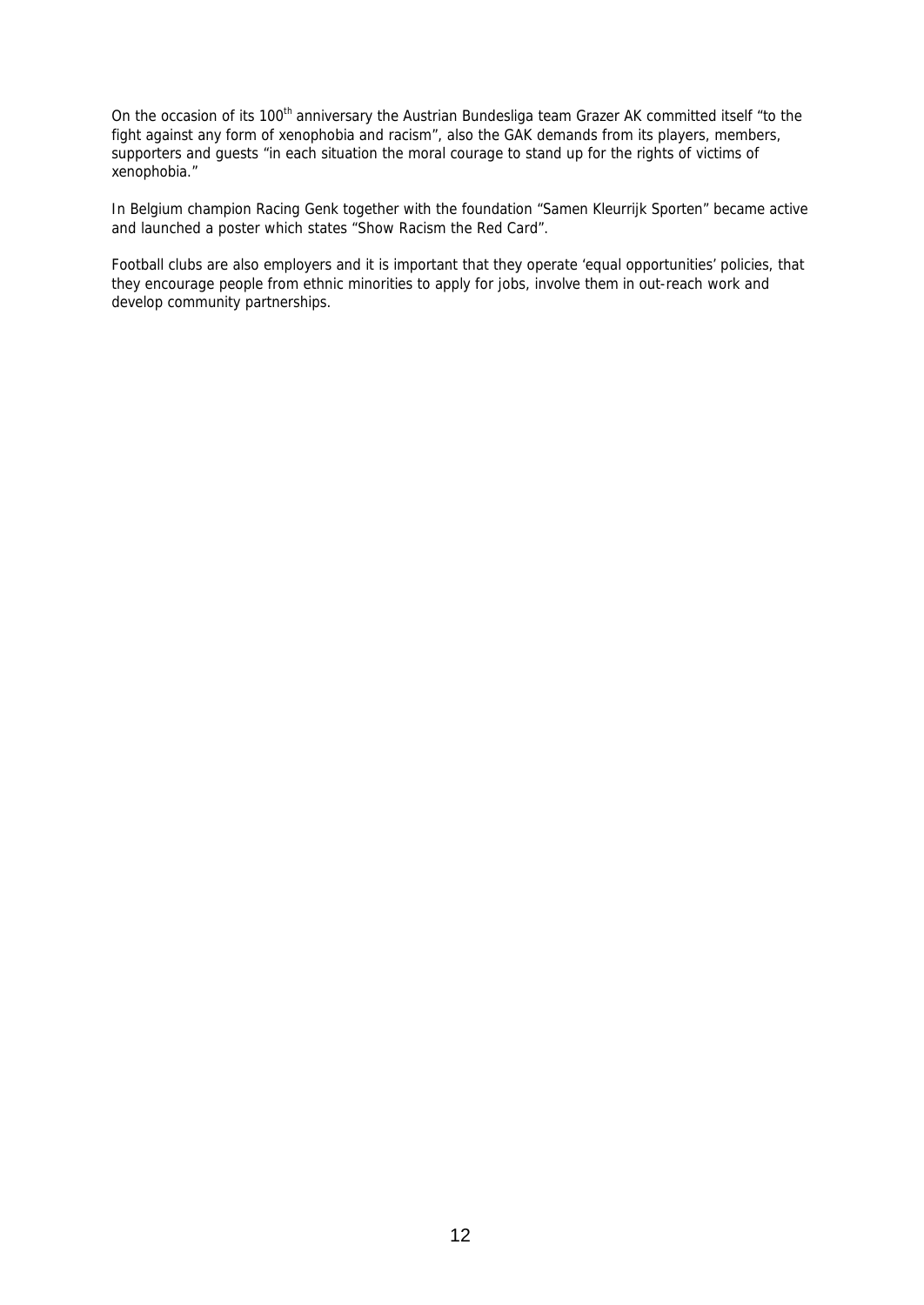On the occasion of its 100th anniversary the Austrian Bundesliga team Grazer AK committed itself "to the fight against any form of xenophobia and racism", also the GAK demands from its players, members, supporters and guests "in each situation the moral courage to stand up for the rights of victims of xenophobia."

In Belgium champion Racing Genk together with the foundation "Samen Kleurrijk Sporten" became active and launched a poster which states "Show Racism the Red Card".

Football clubs are also employers and it is important that they operate 'equal opportunities' policies, that they encourage people from ethnic minorities to apply for jobs, involve them in out-reach work and develop community partnerships.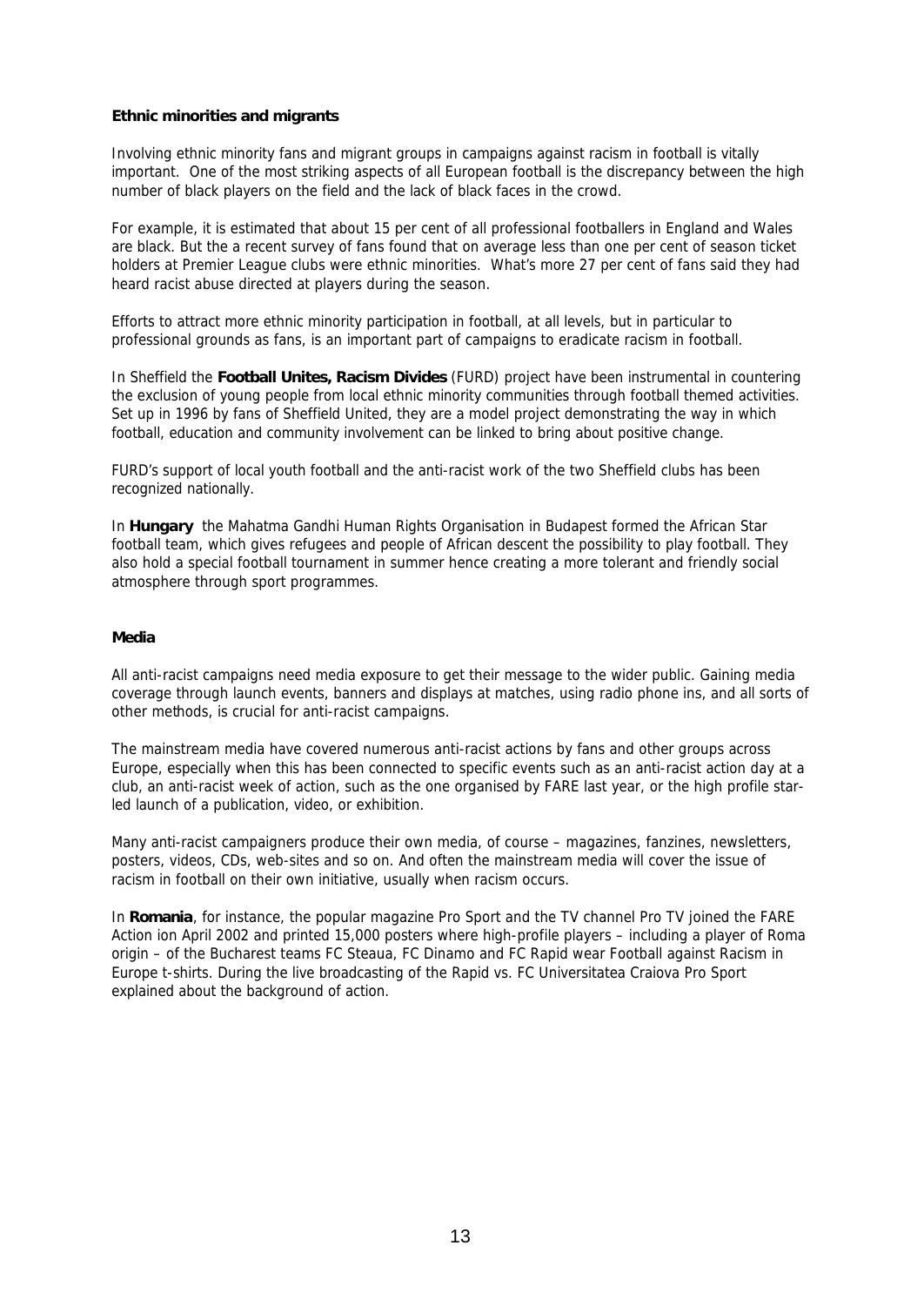### Ethnic minorities and migrants

Involving ethnic minority fans and migrant groups in campaigns against racism in football is vitally important. One of the most striking aspects of all European football is the discrepancy between the high number of black players on the field and the lack of black faces in the crowd.

For example, it is estimated that about 15 per cent of all professional footballers in England and Wales are black. But the a recent survey of fans found that on average less than one per cent of season ticket holders at Premier League clubs were ethnic minorities. What's more 27 per cent of fans said they had heard racist abuse directed at players during the season.

Efforts to attract more ethnic minority participation in football, at all levels, but in particular to professional grounds as fans, is an important part of campaigns to eradicate racism in football.

In Sheffield the **Football Unites, Racism Divides** (FURD) project have been instrumental in countering the exclusion of young people from local ethnic minority communities through football themed activities. Set up in 1996 by fans of Sheffield United, they are a model project demonstrating the way in which football, education and community involvement can be linked to bring about positive change.

FURD's support of local youth football and the anti-racist work of the two Sheffield clubs has been recognized nationally.

In **Hungary** the Mahatma Gandhi Human Rights Organisation in Budapest formed the African Star football team, which gives refugees and people of African descent the possibility to play football. They also hold a special football tournament in summer hence creating a more tolerant and friendly social atmosphere through sport programmes.

### Media

All anti-racist campaigns need media exposure to get their message to the wider public. Gaining media coverage through launch events, banners and displays at matches, using radio phone ins, and all sorts of other methods, is crucial for anti-racist campaigns.

The mainstream media have covered numerous anti-racist actions by fans and other groups across Europe, especially when this has been connected to specific events such as an anti-racist action day at a club, an anti-racist week of action, such as the one organised by FARE last year, or the high profile star-led launch of a publication, video, or exhibition.

Many anti-racist campaigners produce their own media, of course – magazines, fanzines, newsletters, posters, videos, CDs, web-sites and so on. And often the mainstream media will cover the issue of racism in football on their own initiative, usually when racism occurs.

In **Romania**, for instance, the popular magazine Pro Sport and the TV channel Pro TV joined the FARE Action ion April 2002 and printed 15,000 posters where high-profile players – including a player of Roma origin – of the Bucharest teams FC Steaua, FC Dinamo and FC Rapid wear Football against Racism in Europe t-shirts. During the live broadcasting of the Rapid vs. FC Universitatea Craiova Pro Sport explained about the background of action.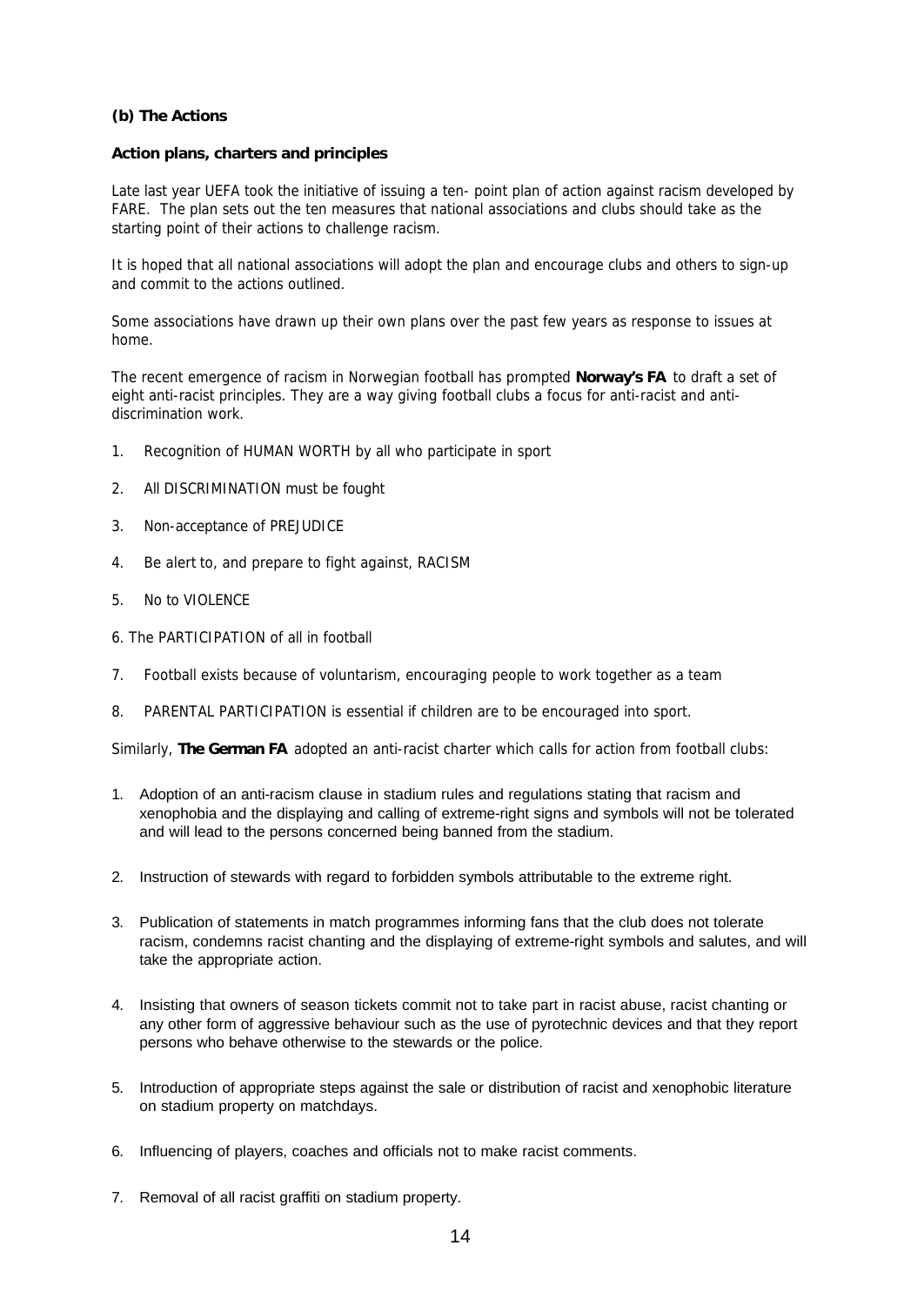**(b) The Actions**

**Action plans, charters and principles**

Late last year UEFA took the initiative of issuing a ten- point plan of action against racism developed by FARE. The plan sets out the ten measures that national associations and clubs should take as the starting point of their actions to challenge racism.

It is hoped that all national associations will adopt the plan and encourage clubs and others to sign-up and commit to the actions outlined.

Some associations have drawn up their own plans over the past few years as response to issues at home.

The recent emergence of racism in Norwegian football has prompted **Norway's FA** to draft a set of eight anti-racist principles. They are a way giving football clubs a focus for anti-racist and anti-discrimination work.

1. Recognition of HUMAN WORTH by all who participate in sport
2. All DISCRIMINATION must be fought
3. Non-acceptance of PREJUDICE
4. Be alert to, and prepare to fight against, RACISM
5. No to VIOLENCE
6. The PARTICIPATION of all in football
7. Football exists because of voluntarism, encouraging people to work together as a team
8. PARENTAL PARTICIPATION is essential if children are to be encouraged into sport.

Similarly, **The German FA** adopted an anti-racist charter which calls for action from football clubs:

1. Adoption of an anti-racism clause in stadium rules and regulations stating that racism and xenophobia and the displaying and calling of extreme-right signs and symbols will not be tolerated and will lead to the persons concerned being banned from the stadium.
2. Instruction of stewards with regard to forbidden symbols attributable to the extreme right.
3. Publication of statements in match programmes informing fans that the club does not tolerate racism, condemns racist chanting and the displaying of extreme-right symbols and salutes, and will take the appropriate action.
4. Insisting that owners of season tickets commit not to take part in racist abuse, racist chanting or any other form of aggressive behaviour such as the use of pyrotechnic devices and that they report persons who behave otherwise to the stewards or the police.
5. Introduction of appropriate steps against the sale or distribution of racist and xenophobic literature on stadium property on matchdays.
6. Influencing of players, coaches and officials not to make racist comments.
7. Removal of all racist graffiti on stadium property.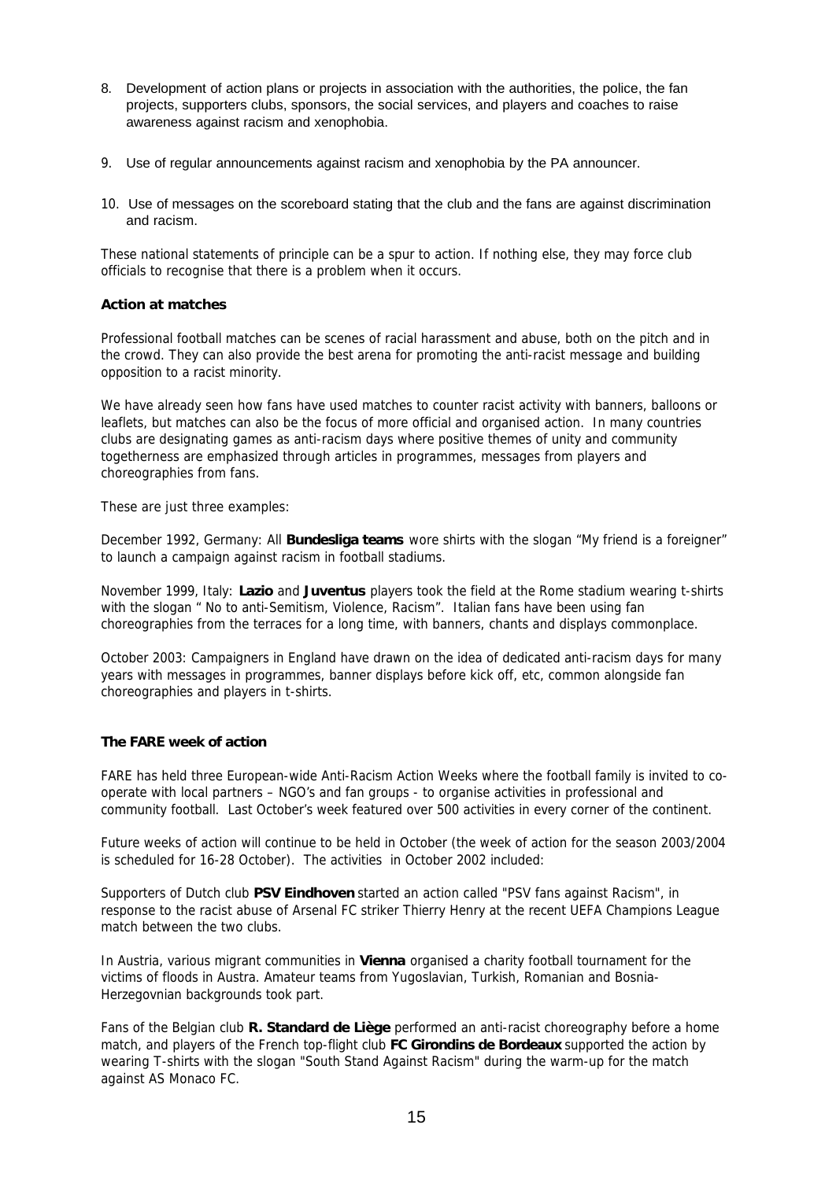8. Development of action plans or projects in association with the authorities, the police, the fan projects, supporters clubs, sponsors, the social services, and players and coaches to raise awareness against racism and xenophobia.

9. Use of regular announcements against racism and xenophobia by the PA announcer.

10. Use of messages on the scoreboard stating that the club and the fans are against discrimination and racism.

These national statements of principle can be a spur to action. If nothing else, they may force club officials to recognise that there is a problem when it occurs.

**Action at matches**

Professional football matches can be scenes of racial harassment and abuse, both on the pitch and in the crowd. They can also provide the best arena for promoting the anti-racist message and building opposition to a racist minority.

We have already seen how fans have used matches to counter racist activity with banners, balloons or leaflets, but matches can also be the focus of more official and organised action. In many countries clubs are designating games as anti-racism days where positive themes of unity and community togetherness are emphasized through articles in programmes, messages from players and choreographies from fans.

These are just three examples:

December 1992, Germany: All **Bundesliga teams** wore shirts with the slogan "My friend is a foreigner" to launch a campaign against racism in football stadiums.

November 1999, Italy: **Lazio** and **Juventus** players took the field at the Rome stadium wearing t-shirts with the slogan " No to anti-Semitism, Violence, Racism". Italian fans have been using fan choreographies from the terraces for a long time, with banners, chants and displays commonplace.

October 2003: Campaigners in England have drawn on the idea of dedicated anti-racism days for many years with messages in programmes, banner displays before kick off, etc, common alongside fan choreographies and players in t-shirts.

**The FARE week of action**

FARE has held three European-wide Anti-Racism Action Weeks where the football family is invited to co-operate with local partners – NGO's and fan groups - to organise activities in professional and community football. Last October's week featured over 500 activities in every corner of the continent.

Future weeks of action will continue to be held in October (the week of action for the season 2003/2004 is scheduled for 16-28 October). The activities in October 2002 included:

Supporters of Dutch club **PSV Eindhoven** started an action called "PSV fans against Racism", in response to the racist abuse of Arsenal FC striker Thierry Henry at the recent UEFA Champions League match between the two clubs.

In Austria, various migrant communities in **Vienna** organised a charity football tournament for the victims of floods in Austra. Amateur teams from Yugoslavian, Turkish, Romanian and Bosnia-Herzegovnian backgrounds took part.

Fans of the Belgian club **R. Standard de Liège** performed an anti-racist choreography before a home match, and players of the French top-flight club **FC Girondins de Bordeaux** supported the action by wearing T-shirts with the slogan "South Stand Against Racism" during the warm-up for the match against AS Monaco FC.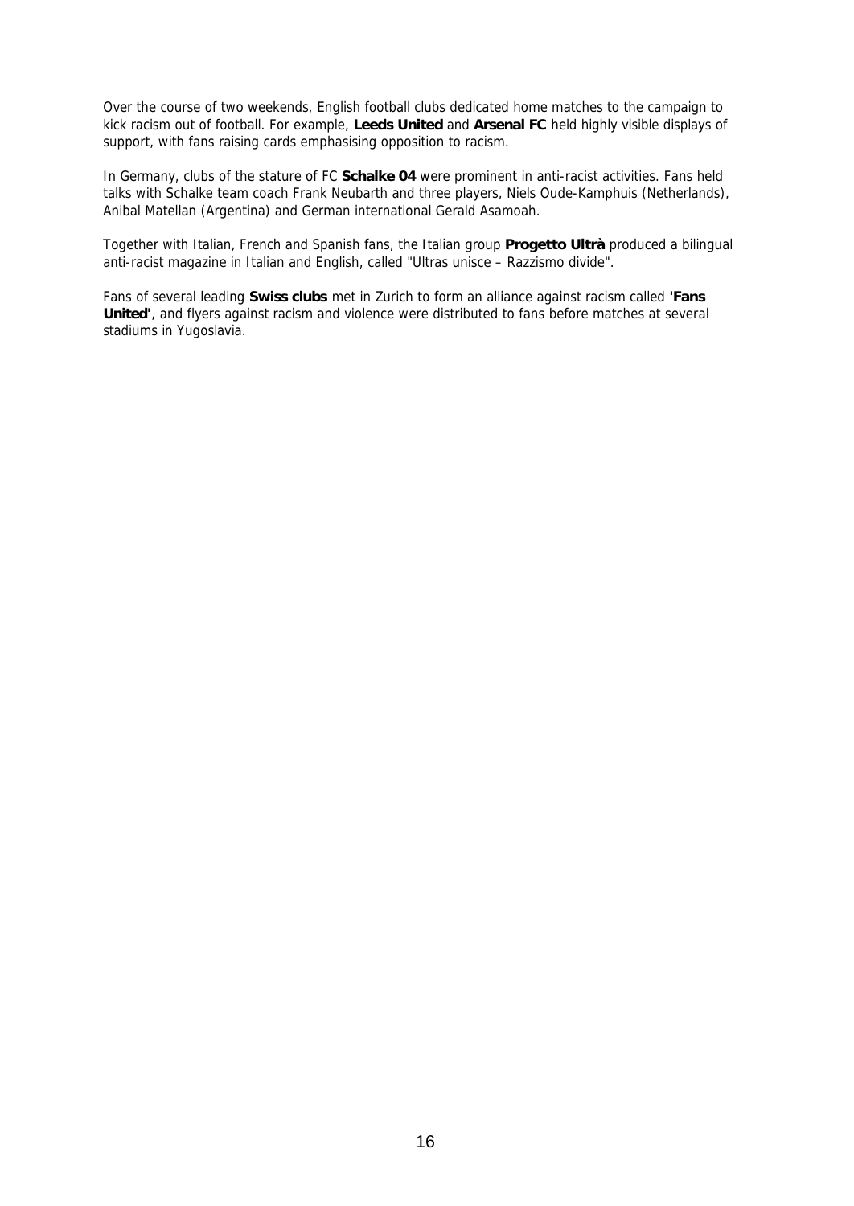Over the course of two weekends, English football clubs dedicated home matches to the campaign to kick racism out of football. For example, **Leeds United** and **Arsenal FC** held highly visible displays of support, with fans raising cards emphasising opposition to racism.

In Germany, clubs of the stature of FC **Schalke 04** were prominent in anti-racist activities. Fans held talks with Schalke team coach Frank Neubarth and three players, Niels Oude-Kamphuis (Netherlands), Anibal Matellan (Argentina) and German international Gerald Asamoah.

Together with Italian, French and Spanish fans, the Italian group **Progetto Ultrà** produced a bilingual anti-racist magazine in Italian and English, called "Ultras unisce – Razzismo divide".

Fans of several leading **Swiss clubs** met in Zurich to form an alliance against racism called **'Fans United'**, and flyers against racism and violence were distributed to fans before matches at several stadiums in Yugoslavia.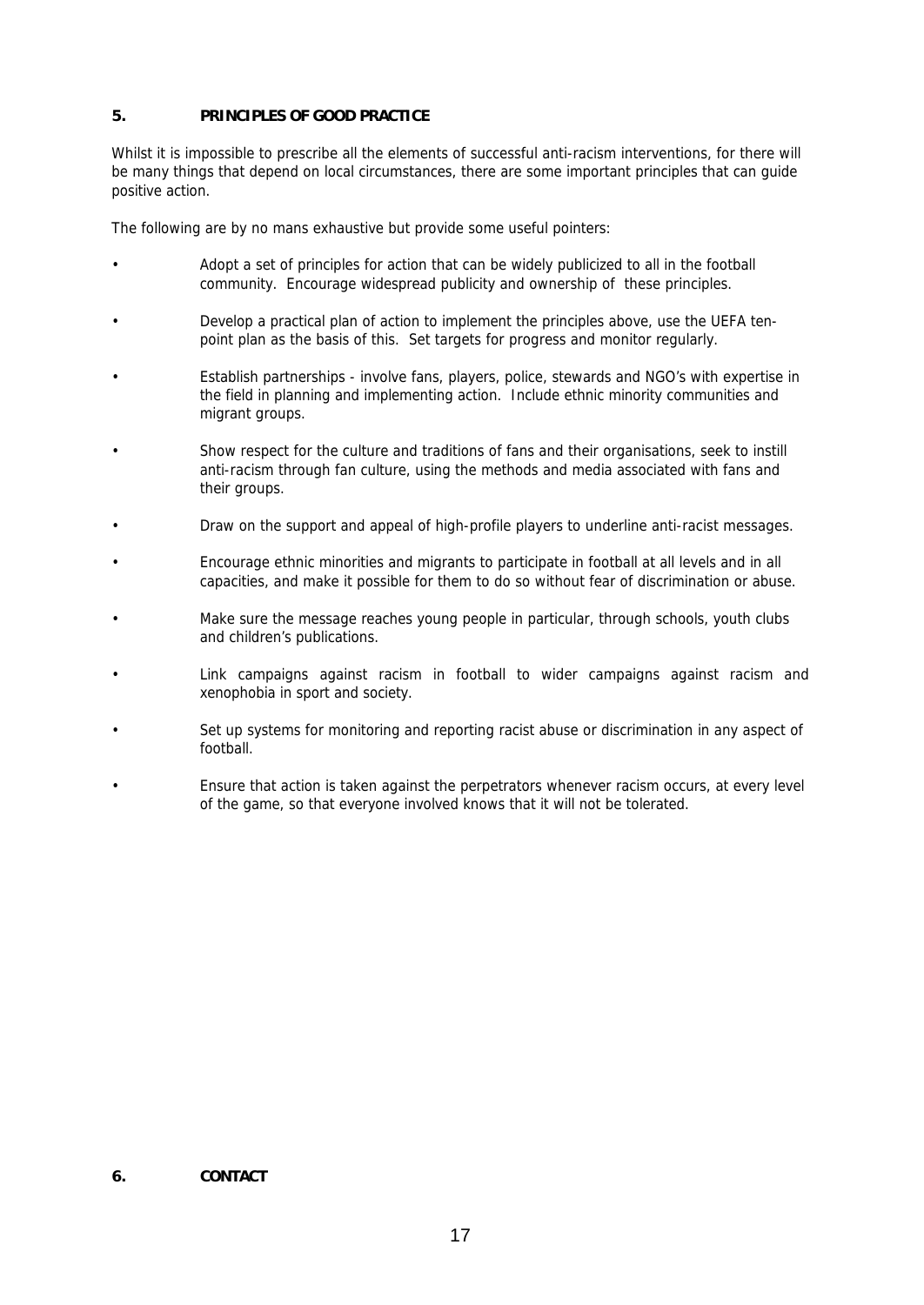## 5. PRINCIPLES OF GOOD PRACTICE

Whilst it is impossible to prescribe all the elements of successful anti-racism interventions, for there will be many things that depend on local circumstances, there are some important principles that can guide positive action.

The following are by no mans exhaustive but provide some useful pointers:

- Adopt a set of principles for action that can be widely publicized to all in the football community. Encourage widespread publicity and ownership of these principles.
- Develop a practical plan of action to implement the principles above, use the UEFA ten-point plan as the basis of this. Set targets for progress and monitor regularly.
- Establish partnerships - involve fans, players, police, stewards and NGO's with expertise in the field in planning and implementing action. Include ethnic minority communities and migrant groups.
- Show respect for the culture and traditions of fans and their organisations, seek to instill anti-racism through fan culture, using the methods and media associated with fans and their groups.
- Draw on the support and appeal of high-profile players to underline anti-racist messages.
- Encourage ethnic minorities and migrants to participate in football at all levels and in all capacities, and make it possible for them to do so without fear of discrimination or abuse.
- Make sure the message reaches young people in particular, through schools, youth clubs and children's publications.
- Link campaigns against racism in football to wider campaigns against racism and xenophobia in sport and society.
- Set up systems for monitoring and reporting racist abuse or discrimination in any aspect of football.
- Ensure that action is taken against the perpetrators whenever racism occurs, at every level of the game, so that everyone involved knows that it will not be tolerated.

## 6. CONTACT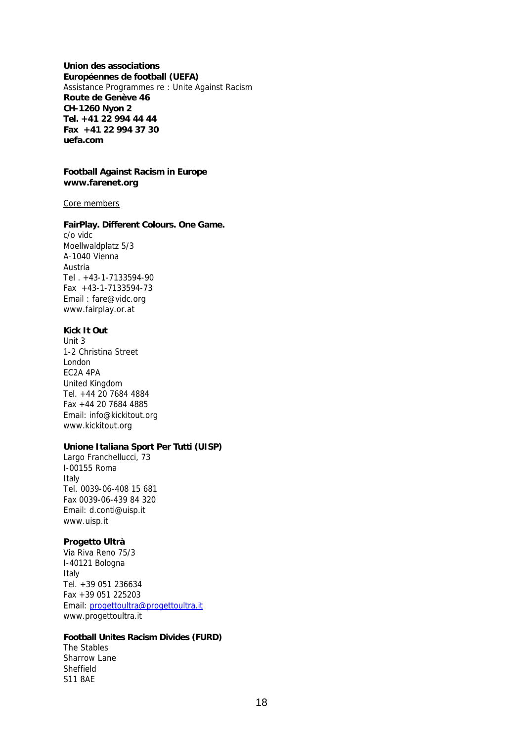**Union des associations**
**Européennes de football (UEFA)**
Assistance Programmes re : Unite Against Racism
**Route de Genève 46**
**CH-1260 Nyon 2**
**Tel. +41 22 994 44 44**
**Fax +41 22 994 37 30**
**uefa.com**

**Football Against Racism in Europe**
**www.farenet.org**

Core members

**FairPlay. Different Colours. One Game.**
c/o vidc
Moellwaldplatz 5/3
A-1040 Vienna
Austria
Tel . +43-1-7133594-90
Fax +43-1-7133594-73
Email : fare@vidc.org
www.fairplay.or.at

**Kick It Out**
Unit 3
1-2 Christina Street
London
EC2A 4PA
United Kingdom
Tel. +44 20 7684 4884
Fax +44 20 7684 4885
Email: info@kickitout.org
www.kickitout.org

**Unione Italiana Sport Per Tutti (UISP)**
Largo Franchellucci, 73
I-00155 Roma
Italy
Tel. 0039-06-408 15 681
Fax 0039-06-439 84 320
Email: d.conti@uisp.it
www.uisp.it

**Progetto Ultrà**
Via Riva Reno 75/3
I-40121 Bologna
Italy
Tel. +39 051 236634
Fax +39 051 225203
Email: progettoultra@progettoultra.it
www.progettoultra.it

**Football Unites Racism Divides (FURD)**
The Stables
Sharrow Lane
Sheffield
S11 8AE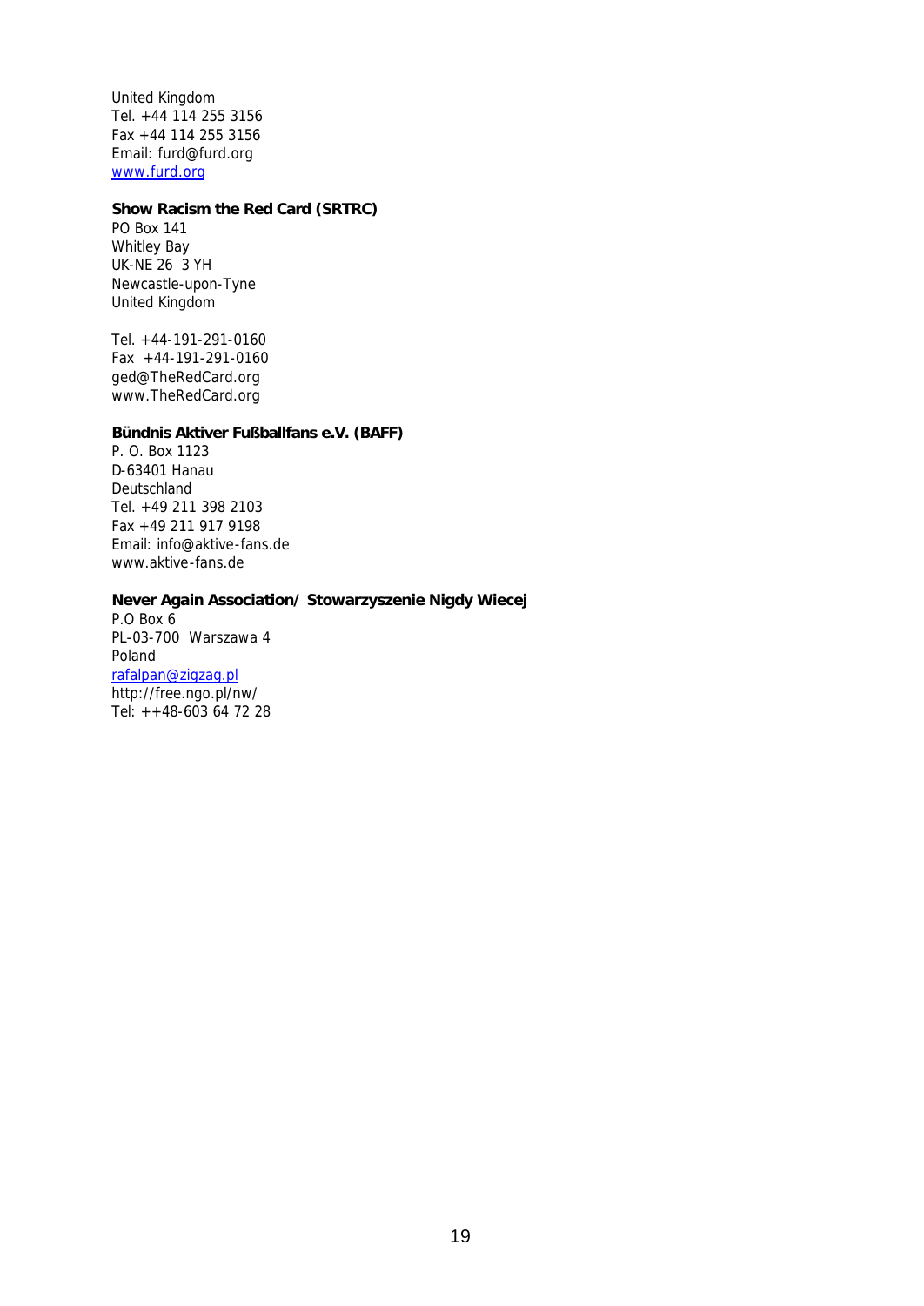United Kingdom
Tel. +44 114 255 3156
Fax +44 114 255 3156
Email: furd@furd.org
www.furd.org

**Show Racism the Red Card (SRTRC)**
PO Box 141
Whitley Bay
UK-NE 26 3 YH
Newcastle-upon-Tyne
United Kingdom

Tel. +44-191-291-0160
Fax +44-191-291-0160
ged@TheRedCard.org
www.TheRedCard.org

**Bündnis Aktiver Fußballfans e.V. (BAFF)**
P. O. Box 1123
D-63401 Hanau
Deutschland
Tel. +49 211 398 2103
Fax +49 211 917 9198
Email: info@aktive-fans.de
www.aktive-fans.de

**Never Again Association/ Stowarzyszenie Nigdy Wiecej**
P.O Box 6
PL-03-700 Warszawa 4
Poland
rafalpan@zigzag.pl
http://free.ngo.pl/nw/
Tel: ++48-603 64 72 28